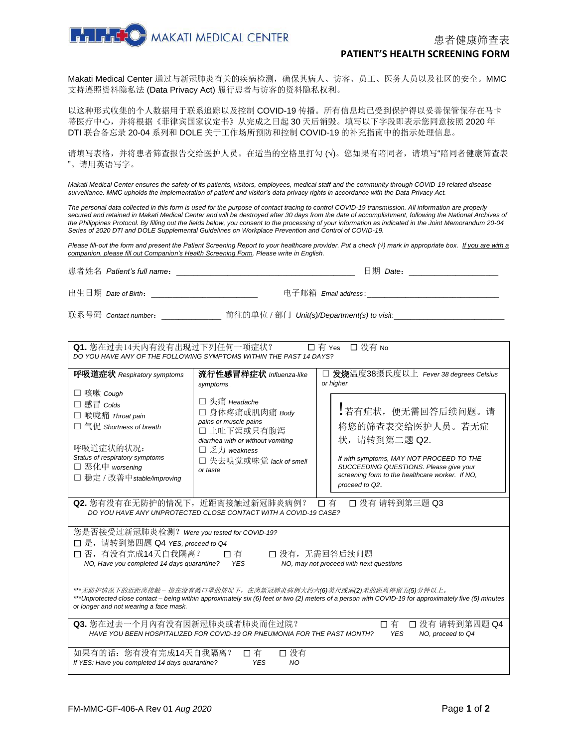MAKATI MEDICAL CENTER

# 患者健康筛查表
# PATIENT'S HEALTH SCREENING FORM

Makati Medical Center 通过与新冠肺炎有关的疾病检测，确保其病人、访客、员工、医务人员以及社区的安全。MMC 支持遵照资料隐私法 (Data Privacy Act) 履行患者与访客的资料隐私权利。

以这种形式收集的个人数据用于联系追踪以及控制 COVID-19 传播。所有信息均已受到保护得以妥善保管保存在马卡蒂医疗中心，并将根据《菲律宾国家议定书》从完成之日起 30 天后销毁。填写以下字段即表示您同意按照 2020 年 DTI 联合备忘录 20-04 系列和 DOLE 关于工作场所预防和控制 COVID-19 的补充指南中的指示处理信息。

请填写表格，并将患者筛查报告交给医护人员。在适当的空格里打勾 (√)。您如果有陪同者，请填写"陪同者健康筛查表"。请用英语写字。

*Makati Medical Center ensures the safety of its patients, visitors, employees, medical staff and the community through COVID-19 related disease surveillance. MMC upholds the implementation of patient and visitor's data privacy rights in accordance with the Data Privacy Act.*

*The personal data collected in this form is used for the purpose of contact tracing to control COVID-19 transmission. All information are properly secured and retained in Makati Medical Center and will be destroyed after 30 days from the date of accomplishment, following the National Archives of the Philippines Protocol. By filling out the fields below, you consent to the processing of your information as indicated in the Joint Memorandum 20-04 Series of 2020 DTI and DOLE Supplemental Guidelines on Workplace Prevention and Control of COVID-19.*

*Please fill-out the form and present the Patient Screening Report to your healthcare provider. Put a check (√) mark in appropriate box. If you are with a companion, please fill out Companion's Health Screening Form. Please write in English.*

患者姓名 *Patient's full name*：________________________ 日期 *Date*：________________

出生日期 *Date of Birth*：________________ 电子邮箱 *Email address*：________________________

联系号码 *Contact number*：____________ 前往的单位 / 部门 *Unit(s)/Department(s) to visit*：____________________

**Q1.** 您在过去14天内有没有出现过下列任何一项症状？ ☐ 有 Yes ☐ 没有 No
*DO YOU HAVE ANY OF THE FOLLOWING SYMPTOMS WITHIN THE PAST 14 DAYS?*

| **呼吸道症状** *Respiratory symptoms* | **流行性感冒样症状** *Influenza-like symptoms* | ☐ **发烧**温度38摄氏度以上 *Fever 38 degrees Celsius or higher* |
|---|---|---|
| ☐ 咳嗽 *Cough*<br>☐ 感冒 *Colds*<br>☐ 喉咙痛 *Throat pain*<br>☐ 气促 *Shortness of breath*<br><br>呼吸道症状的状况：<br>*Status of respiratory symptoms*<br>☐ 恶化中 *worsening*<br>☐ 稳定 / 改善中 *stable/improving* | ☐ 头痛 *Headache*<br>☐ 身体疼痛或肌肉痛 *Body pains or muscle pains*<br>☐ 上吐下泻或只有腹泻 *diarrhea with or without vomiting*<br>☐ 乏力 *weakness*<br>☐ 失去嗅觉或味觉 *lack of smell or taste* | ! 若有症状，便无需回答后续问题。请将您的筛查表交给医护人员。若无症状，请转到第二题 Q2.<br><br>*If with symptoms, MAY NOT PROCEED TO THE SUCCEEDING QUESTIONS. Please give your screening form to the healthcare worker. If NO, proceed to Q2.* |

**Q2.** 您有没有在无防护的情况下，近距离接触过新冠肺炎病例？ ☐ 有 ☐ 没有 请转到第三题 Q3
*DO YOU HAVE ANY UNPROTECTED CLOSE CONTACT WITH A COVID-19 CASE?*

您是否接受过新冠肺炎检测？ *Were you tested for COVID-19?*
☐ 是，请转到第四题 Q4 *YES, proceed to Q4*
☐ 否，有没有完成14天自我隔离？ ☐ 有 ☐ 没有，无需回答后续问题
*NO, Have you completed 14 days quarantine? YES NO, may not proceed with next questions*

*\*\*\*无防护情况下的近距离接触 – 指在没有戴口罩的情况下，在离新冠肺炎病例大约六(6)英尺或两(2)米的距离停留五(5)分钟以上。*
*\*\*\*Unprotected close contact – being within approximately six (6) feet or two (2) meters of a person with COVID-19 for approximately five (5) minutes or longer and not wearing a face mask.*

**Q3.** 您在过去一个月内有没有因新冠肺炎或者肺炎而住过院？ ☐ 有 ☐ 没有 请转到第四题 Q4
*HAVE YOU BEEN HOSPITALIZED FOR COVID-19 OR PNEUMONIA FOR THE PAST MONTH? YES NO, proceed to Q4*

如果有的话：您有没有完成14天自我隔离？ ☐ 有 ☐ 没有
*If YES: Have you completed 14 days quarantine? YES NO*

FM-MMC-GF-406-A Rev 01 *Aug 2020*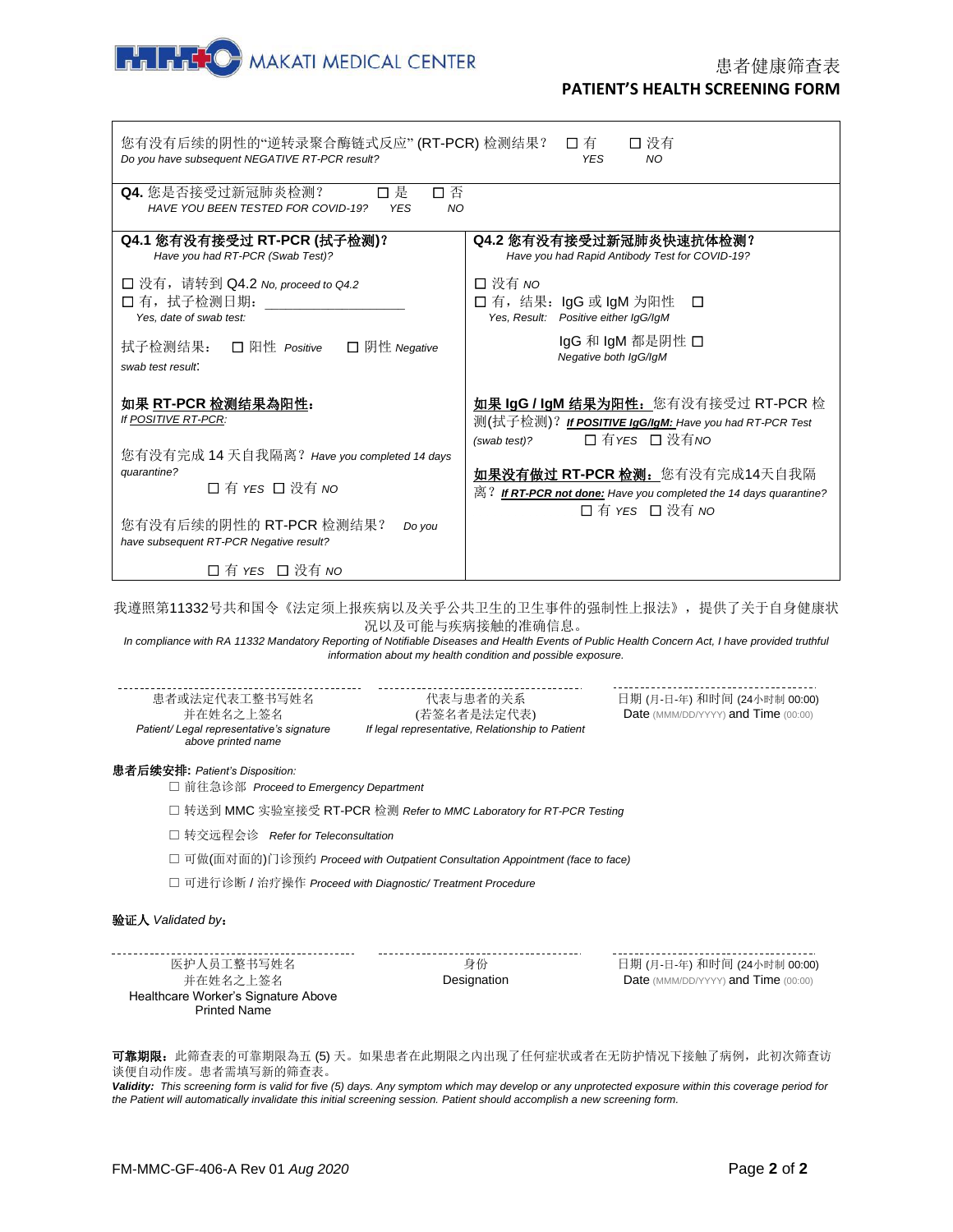# 患者健康筛查表
## PATIENT'S HEALTH SCREENING FORM

| | |
|---|---|
| 您有没有后续的阴性的"逆转录聚合酶链式反应" (RT-PCR) 检测结果？ *Do you have subsequent NEGATIVE RT-PCR result?* | ☐ 有 *YES* ☐ 没有 *NO* |
| **Q4.** 您是否接受过新冠肺炎检测？ *HAVE YOU BEEN TESTED FOR COVID-19?* | ☐ 是 *YES* ☐ 否 *NO* |

| **Q4.1 您有没有接受过 RT-PCR (拭子检测)？** *Have you had RT-PCR (Swab Test)?* | **Q4.2 您有没有接受过新冠肺炎快速抗体检测？** *Have you had Rapid Antibody Test for COVID-19?* |
|---|---|
| ☐ 没有，请转到 Q4.2 *No, proceed to Q4.2*<br>☐ 有，拭子检测日期：____________<br>*Yes, date of swab test:* | ☐ 没有 *NO*<br>☐ 有，结果：IgG 或 IgM 为阳性 ☐<br>*Yes, Result: Positive either IgG/IgM*<br>IgG 和 IgM 都是阴性 ☐<br>*Negative both IgG/IgM* |
| 拭子检测结果： ☐ 阳性 *Positive* ☐ 阴性 *Negative*<br>*swab test result:* | |
| **如果 RT-PCR 检测结果為阳性：**<br>*If POSITIVE RT-PCR:*<br><br>您有没有完成 14 天自我隔离？*Have you completed 14 days quarantine?*<br>☐ 有 *YES* ☐ 没有 *NO*<br><br>您有没有后续的阴性的 RT-PCR 检测结果？ *Do you have subsequent RT-PCR Negative result?*<br>☐ 有 *YES* ☐ 没有 *NO* | **如果 IgG / IgM 结果为阳性：** 您有没有接受过 RT-PCR 检测(拭子检测)？ ***If POSITIVE IgG/IgM:*** *Have you had RT-PCR Test (swab test)?*<br>☐ 有 *YES* ☐ 没有 *NO*<br><br>**如果没有做过 RT-PCR 检测：** 您有没有完成14天自我隔离？ ***If RT-PCR not done:*** *Have you completed the 14 days quarantine?*<br>☐ 有 *YES* ☐ 没有 *NO* |

我遵照第11332号共和国令《法定须上报疾病以及关乎公共卫生的卫生事件的强制性上报法》，提供了关于自身健康状况以及可能与疾病接触的准确信息。

*In compliance with RA 11332 Mandatory Reporting of Notifiable Diseases and Health Events of Public Health Concern Act, I have provided truthful information about my health condition and possible exposure.*

| ______________________________ | ______________________________ | ______________________________ |
|---|---|---|
| 患者或法定代表工整书写姓名并在姓名之上签名<br>*Patient/ Legal representative's signature above printed name* | 代表与患者的关系<br>(若签名者是法定代表)<br>*If legal representative, Relationship to Patient* | 日期 (月-日-年) 和时间 (24小时制 00:00)<br>Date (MMM/DD/YYYY) and Time (00:00) |

**患者后续安排:** *Patient's Disposition:*

☐ 前往急诊部 *Proceed to Emergency Department*

☐ 转送到 MMC 实验室接受 RT-PCR 检测 *Refer to MMC Laboratory for RT-PCR Testing*

☐ 转交远程会诊 *Refer for Teleconsultation*

☐ 可做(面对面的)门诊预约 *Proceed with Outpatient Consultation Appointment (face to face)*

☐ 可进行诊断 / 治疗操作 *Proceed with Diagnostic/ Treatment Procedure*

**验证人** *Validated by*：

| ______________________________ | ______________________________ | ______________________________ |
|---|---|---|
| 医护人员工整书写姓名并在姓名之上签名<br>Healthcare Worker's Signature Above Printed Name | 身份<br>Designation | 日期 (月-日-年) 和时间 (24小时制 00:00)<br>Date (MMM/DD/YYYY) and Time (00:00) |

**可靠期限：**此筛查表的可靠期限為五 (5) 天。如果患者在此期限之内出现了任何症状或者在无防护情况下接触了病例，此初次筛查访谈便自动作废。患者需填写新的筛查表。

***Validity:*** *This screening form is valid for five (5) days. Any symptom which may develop or any unprotected exposure within this coverage period for the Patient will automatically invalidate this initial screening session. Patient should accomplish a new screening form.*

FM-MMC-GF-406-A Rev 01 *Aug 2020*